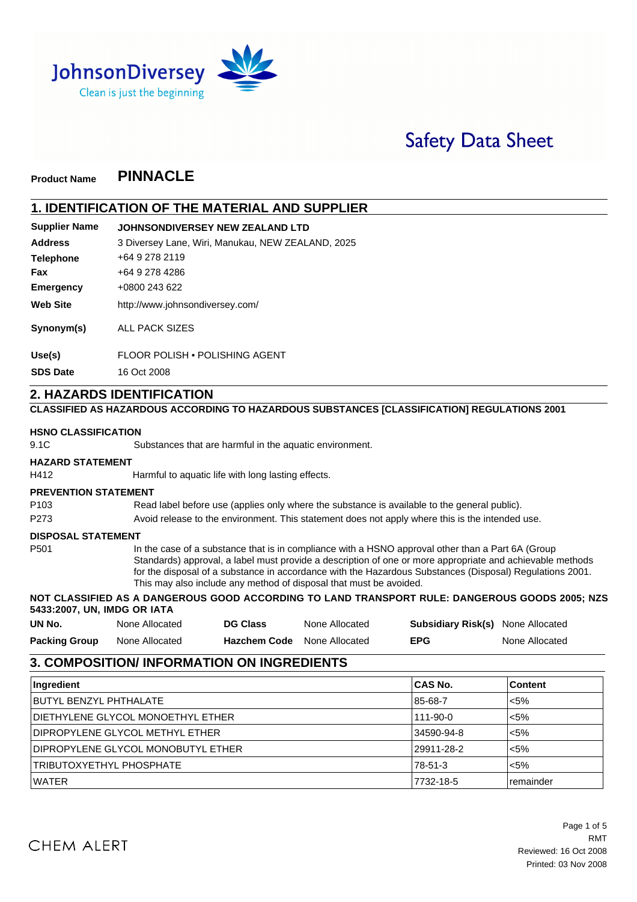JohnsonDiversey

Clean is just the beginning

# Safety Data Sheet

**Product Name** **PINNACLE**

## 1. IDENTIFICATION OF THE MATERIAL AND SUPPLIER

| | |
|---|---|
| **Supplier Name** | **JOHNSONDIVERSEY NEW ZEALAND LTD** |
| **Address** | 3 Diversey Lane, Wiri, Manukau, NEW ZEALAND, 2025 |
| **Telephone** | +64 9 278 2119 |
| **Fax** | +64 9 278 4286 |
| **Emergency** | +0800 243 622 |
| **Web Site** | http://www.johnsondiversey.com/ |
| **Synonym(s)** | ALL PACK SIZES |
| **Use(s)** | FLOOR POLISH • POLISHING AGENT |
| **SDS Date** | 16 Oct 2008 |

## 2. HAZARDS IDENTIFICATION

**CLASSIFIED AS HAZARDOUS ACCORDING TO HAZARDOUS SUBSTANCES [CLASSIFICATION] REGULATIONS 2001**

**HSNO CLASSIFICATION**

9.1C Substances that are harmful in the aquatic environment.

**HAZARD STATEMENT**

H412 Harmful to aquatic life with long lasting effects.

**PREVENTION STATEMENT**

P103 Read label before use (applies only where the substance is available to the general public).

P273 Avoid release to the environment. This statement does not apply where this is the intended use.

**DISPOSAL STATEMENT**

P501 In the case of a substance that is in compliance with a HSNO approval other than a Part 6A (Group Standards) approval, a label must provide a description of one or more appropriate and achievable methods for the disposal of a substance in accordance with the Hazardous Substances (Disposal) Regulations 2001. This may also include any method of disposal that must be avoided.

**NOT CLASSIFIED AS A DANGEROUS GOOD ACCORDING TO LAND TRANSPORT RULE: DANGEROUS GOODS 2005; NZS 5433:2007, UN, IMDG OR IATA**

| | | | | | |
|---|---|---|---|---|---|
| **UN No.** | None Allocated | **DG Class** | None Allocated | **Subsidiary Risk(s)** | None Allocated |
| **Packing Group** | None Allocated | **Hazchem Code** | None Allocated | **EPG** | None Allocated |

## 3. COMPOSITION/ INFORMATION ON INGREDIENTS

| Ingredient | CAS No. | Content |
|---|---|---|
| BUTYL BENZYL PHTHALATE | 85-68-7 | <5% |
| DIETHYLENE GLYCOL MONOETHYL ETHER | 111-90-0 | <5% |
| DIPROPYLENE GLYCOL METHYL ETHER | 34590-94-8 | <5% |
| DIPROPYLENE GLYCOL MONOBUTYL ETHER | 29911-28-2 | <5% |
| TRIBUTOXYETHYL PHOSPHATE | 78-51-3 | <5% |
| WATER | 7732-18-5 | remainder |

CHEM ALERT

RMT

Reviewed: 16 Oct 2008

Printed: 03 Nov 2008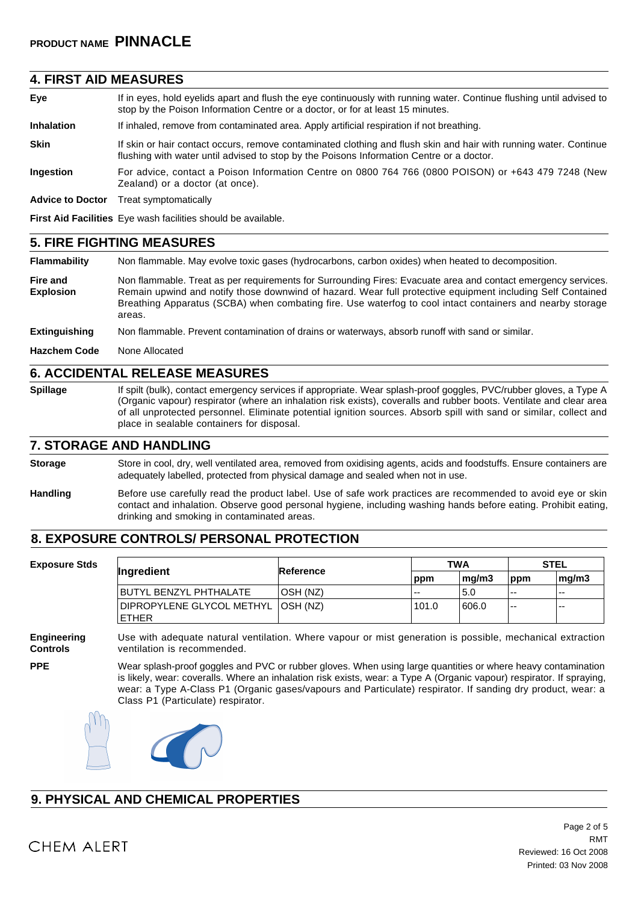**PRODUCT NAME PINNACLE**

## 4. FIRST AID MEASURES

**Eye** If in eyes, hold eyelids apart and flush the eye continuously with running water. Continue flushing until advised to stop by the Poison Information Centre or a doctor, or for at least 15 minutes.

**Inhalation** If inhaled, remove from contaminated area. Apply artificial respiration if not breathing.

**Skin** If skin or hair contact occurs, remove contaminated clothing and flush skin and hair with running water. Continue flushing with water until advised to stop by the Poisons Information Centre or a doctor.

**Ingestion** For advice, contact a Poison Information Centre on 0800 764 766 (0800 POISON) or +643 479 7248 (New Zealand) or a doctor (at once).

**Advice to Doctor** Treat symptomatically

**First Aid Facilities** Eye wash facilities should be available.

## 5. FIRE FIGHTING MEASURES

**Flammability** Non flammable. May evolve toxic gases (hydrocarbons, carbon oxides) when heated to decomposition.

**Fire and Explosion** Non flammable. Treat as per requirements for Surrounding Fires: Evacuate area and contact emergency services. Remain upwind and notify those downwind of hazard. Wear full protective equipment including Self Contained Breathing Apparatus (SCBA) when combating fire. Use waterfog to cool intact containers and nearby storage areas.

**Extinguishing** Non flammable. Prevent contamination of drains or waterways, absorb runoff with sand or similar.

**Hazchem Code** None Allocated

## 6. ACCIDENTAL RELEASE MEASURES

**Spillage** If spilt (bulk), contact emergency services if appropriate. Wear splash-proof goggles, PVC/rubber gloves, a Type A (Organic vapour) respirator (where an inhalation risk exists), coveralls and rubber boots. Ventilate and clear area of all unprotected personnel. Eliminate potential ignition sources. Absorb spill with sand or similar, collect and place in sealable containers for disposal.

## 7. STORAGE AND HANDLING

**Storage** Store in cool, dry, well ventilated area, removed from oxidising agents, acids and foodstuffs. Ensure containers are adequately labelled, protected from physical damage and sealed when not in use.

**Handling** Before use carefully read the product label. Use of safe work practices are recommended to avoid eye or skin contact and inhalation. Observe good personal hygiene, including washing hands before eating. Prohibit eating, drinking and smoking in contaminated areas.

## 8. EXPOSURE CONTROLS/ PERSONAL PROTECTION

**Exposure Stds**

| Ingredient | Reference | TWA | | STEL | |
|---|---|---|---|---|---|
| | | ppm | mg/m3 | ppm | mg/m3 |
| BUTYL BENZYL PHTHALATE | OSH (NZ) | -- | 5.0 | -- | -- |
| DIPROPYLENE GLYCOL METHYL ETHER | OSH (NZ) | 101.0 | 606.0 | -- | -- |

**Engineering Controls** Use with adequate natural ventilation. Where vapour or mist generation is possible, mechanical extraction ventilation is recommended.

**PPE** Wear splash-proof goggles and PVC or rubber gloves. When using large quantities or where heavy contamination is likely, wear: coveralls. Where an inhalation risk exists, wear: a Type A (Organic vapour) respirator. If spraying, wear: a Type A-Class P1 (Organic gases/vapours and Particulate) respirator. If sanding dry product, wear: a Class P1 (Particulate) respirator.

## 9. PHYSICAL AND CHEMICAL PROPERTIES

RMT
Reviewed: 16 Oct 2008
Printed: 03 Nov 2008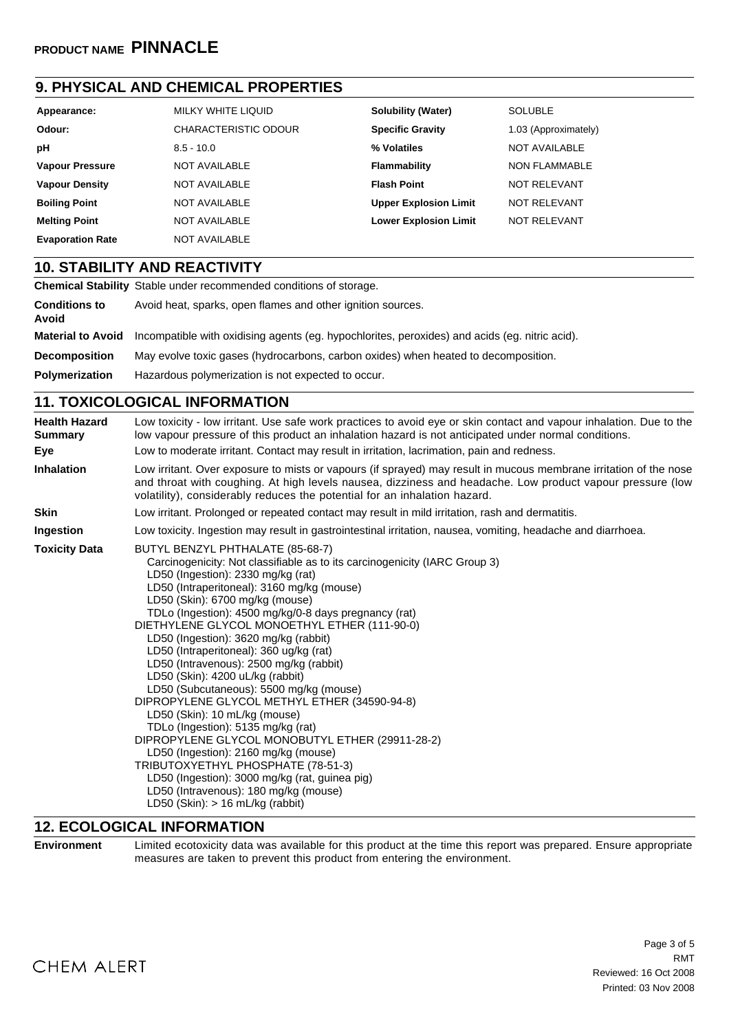**PRODUCT NAME PINNACLE**

## 9. PHYSICAL AND CHEMICAL PROPERTIES

| | | | |
|---|---|---|---|
| **Appearance:** | MILKY WHITE LIQUID | **Solubility (Water)** | SOLUBLE |
| **Odour:** | CHARACTERISTIC ODOUR | **Specific Gravity** | 1.03 (Approximately) |
| **pH** | 8.5 - 10.0 | **% Volatiles** | NOT AVAILABLE |
| **Vapour Pressure** | NOT AVAILABLE | **Flammability** | NON FLAMMABLE |
| **Vapour Density** | NOT AVAILABLE | **Flash Point** | NOT RELEVANT |
| **Boiling Point** | NOT AVAILABLE | **Upper Explosion Limit** | NOT RELEVANT |
| **Melting Point** | NOT AVAILABLE | **Lower Explosion Limit** | NOT RELEVANT |
| **Evaporation Rate** | NOT AVAILABLE | | |

## 10. STABILITY AND REACTIVITY

**Chemical Stability** Stable under recommended conditions of storage.

**Conditions to Avoid** Avoid heat, sparks, open flames and other ignition sources.

**Material to Avoid** Incompatible with oxidising agents (eg. hypochlorites, peroxides) and acids (eg. nitric acid).

**Decomposition** May evolve toxic gases (hydrocarbons, carbon oxides) when heated to decomposition.

**Polymerization** Hazardous polymerization is not expected to occur.

## 11. TOXICOLOGICAL INFORMATION

**Health Hazard Summary** Low toxicity - low irritant. Use safe work practices to avoid eye or skin contact and vapour inhalation. Due to the low vapour pressure of this product an inhalation hazard is not anticipated under normal conditions.

**Eye** Low to moderate irritant. Contact may result in irritation, lacrimation, pain and redness.

**Inhalation** Low irritant. Over exposure to mists or vapours (if sprayed) may result in mucous membrane irritation of the nose and throat with coughing. At high levels nausea, dizziness and headache. Low product vapour pressure (low volatility), considerably reduces the potential for an inhalation hazard.

**Skin** Low irritant. Prolonged or repeated contact may result in mild irritation, rash and dermatitis.

**Ingestion** Low toxicity. Ingestion may result in gastrointestinal irritation, nausea, vomiting, headache and diarrhoea.

**Toxicity Data**

BUTYL BENZYL PHTHALATE (85-68-7)
- Carcinogenicity: Not classifiable as to its carcinogenicity (IARC Group 3)
- LD50 (Ingestion): 2330 mg/kg (rat)
- LD50 (Intraperitoneal): 3160 mg/kg (mouse)
- LD50 (Skin): 6700 mg/kg (mouse)
- TDLo (Ingestion): 4500 mg/kg/0-8 days pregnancy (rat)

DIETHYLENE GLYCOL MONOETHYL ETHER (111-90-0)
- LD50 (Ingestion): 3620 mg/kg (rabbit)
- LD50 (Intraperitoneal): 360 ug/kg (rat)
- LD50 (Intravenous): 2500 mg/kg (rabbit)
- LD50 (Skin): 4200 uL/kg (rabbit)
- LD50 (Subcutaneous): 5500 mg/kg (mouse)

DIPROPYLENE GLYCOL METHYL ETHER (34590-94-8)
- LD50 (Skin): 10 mL/kg (mouse)
- TDLo (Ingestion): 5135 mg/kg (rat)

DIPROPYLENE GLYCOL MONOBUTYL ETHER (29911-28-2)
- LD50 (Ingestion): 2160 mg/kg (mouse)

TRIBUTOXYETHYL PHOSPHATE (78-51-3)
- LD50 (Ingestion): 3000 mg/kg (rat, guinea pig)
- LD50 (Intravenous): 180 mg/kg (mouse)
- LD50 (Skin): > 16 mL/kg (rabbit)

## 12. ECOLOGICAL INFORMATION

**Environment** Limited ecotoxicity data was available for this product at the time this report was prepared. Ensure appropriate measures are taken to prevent this product from entering the environment.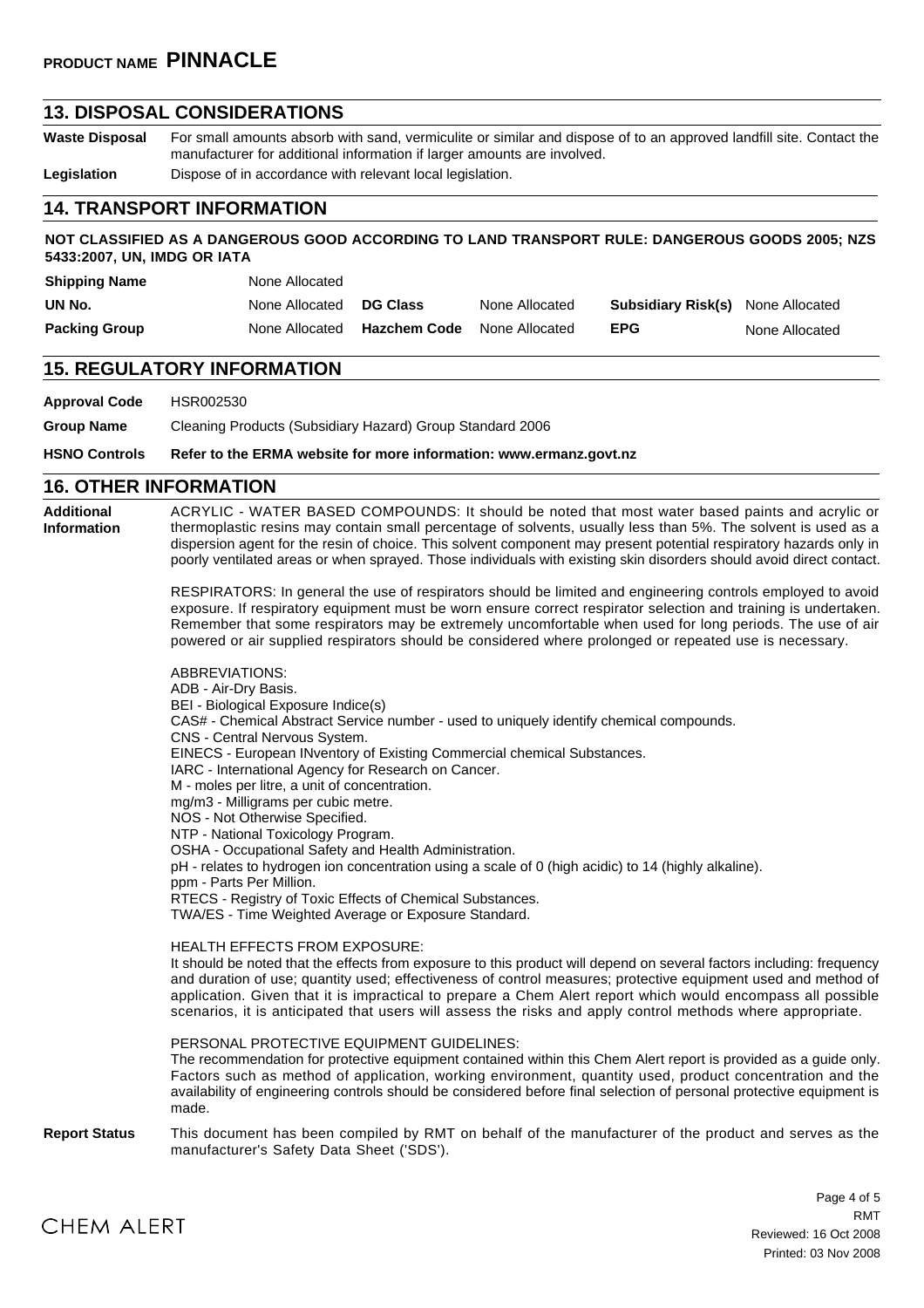**PRODUCT NAME PINNACLE**

## 13. DISPOSAL CONSIDERATIONS

**Waste Disposal** For small amounts absorb with sand, vermiculite or similar and dispose of to an approved landfill site. Contact the manufacturer for additional information if larger amounts are involved.

**Legislation** Dispose of in accordance with relevant local legislation.

## 14. TRANSPORT INFORMATION

**NOT CLASSIFIED AS A DANGEROUS GOOD ACCORDING TO LAND TRANSPORT RULE: DANGEROUS GOODS 2005; NZS 5433:2007, UN, IMDG OR IATA**

| | | | | | |
|---|---|---|---|---|---|
| **Shipping Name** | None Allocated | | | | |
| **UN No.** | None Allocated | **DG Class** | None Allocated | **Subsidiary Risk(s)** | None Allocated |
| **Packing Group** | None Allocated | **Hazchem Code** | None Allocated | **EPG** | None Allocated |

## 15. REGULATORY INFORMATION

**Approval Code** HSR002530

**Group Name** Cleaning Products (Subsidiary Hazard) Group Standard 2006

**HSNO Controls** **Refer to the ERMA website for more information: www.ermanz.govt.nz**

## 16. OTHER INFORMATION

**Additional Information**

ACRYLIC - WATER BASED COMPOUNDS: It should be noted that most water based paints and acrylic or thermoplastic resins may contain small percentage of solvents, usually less than 5%. The solvent is used as a dispersion agent for the resin of choice. This solvent component may present potential respiratory hazards only in poorly ventilated areas or when sprayed. Those individuals with existing skin disorders should avoid direct contact.

RESPIRATORS: In general the use of respirators should be limited and engineering controls employed to avoid exposure. If respiratory equipment must be worn ensure correct respirator selection and training is undertaken. Remember that some respirators may be extremely uncomfortable when used for long periods. The use of air powered or air supplied respirators should be considered where prolonged or repeated use is necessary.

ABBREVIATIONS:
ADB - Air-Dry Basis.
BEI - Biological Exposure Indice(s)
CAS# - Chemical Abstract Service number - used to uniquely identify chemical compounds.
CNS - Central Nervous System.
EINECS - European INventory of Existing Commercial chemical Substances.
IARC - International Agency for Research on Cancer.
M - moles per litre, a unit of concentration.
mg/m3 - Milligrams per cubic metre.
NOS - Not Otherwise Specified.
NTP - National Toxicology Program.
OSHA - Occupational Safety and Health Administration.
pH - relates to hydrogen ion concentration using a scale of 0 (high acidic) to 14 (highly alkaline).
ppm - Parts Per Million.
RTECS - Registry of Toxic Effects of Chemical Substances.
TWA/ES - Time Weighted Average or Exposure Standard.

HEALTH EFFECTS FROM EXPOSURE:
It should be noted that the effects from exposure to this product will depend on several factors including: frequency and duration of use; quantity used; effectiveness of control measures; protective equipment used and method of application. Given that it is impractical to prepare a Chem Alert report which would encompass all possible scenarios, it is anticipated that users will assess the risks and apply control methods where appropriate.

PERSONAL PROTECTIVE EQUIPMENT GUIDELINES:
The recommendation for protective equipment contained within this Chem Alert report is provided as a guide only. Factors such as method of application, working environment, quantity used, product concentration and the availability of engineering controls should be considered before final selection of personal protective equipment is made.

**Report Status** This document has been compiled by RMT on behalf of the manufacturer of the product and serves as the manufacturer's Safety Data Sheet ('SDS').

CHEM ALERT

RMT
Reviewed: 16 Oct 2008
Printed: 03 Nov 2008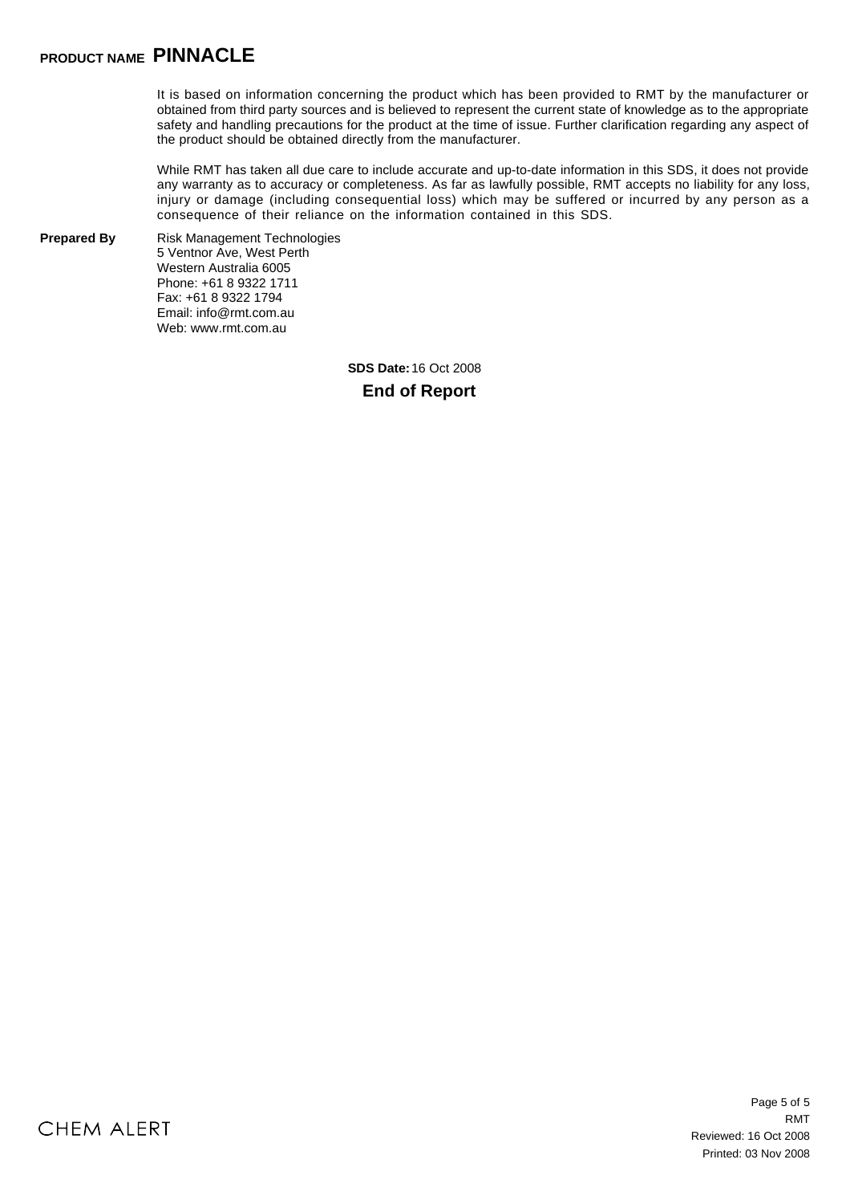It is based on information concerning the product which has been provided to RMT by the manufacturer or obtained from third party sources and is believed to represent the current state of knowledge as to the appropriate safety and handling precautions for the product at the time of issue. Further clarification regarding any aspect of the product should be obtained directly from the manufacturer.

While RMT has taken all due care to include accurate and up-to-date information in this SDS, it does not provide any warranty as to accuracy or completeness. As far as lawfully possible, RMT accepts no liability for any loss, injury or damage (including consequential loss) which may be suffered or incurred by any person as a consequence of their reliance on the information contained in this SDS.

**Prepared By**

Risk Management Technologies
5 Ventnor Ave, West Perth
Western Australia 6005
Phone: +61 8 9322 1711
Fax: +61 8 9322 1794
Email: info@rmt.com.au
Web: www.rmt.com.au

**SDS Date:** 16 Oct 2008

**End of Report**